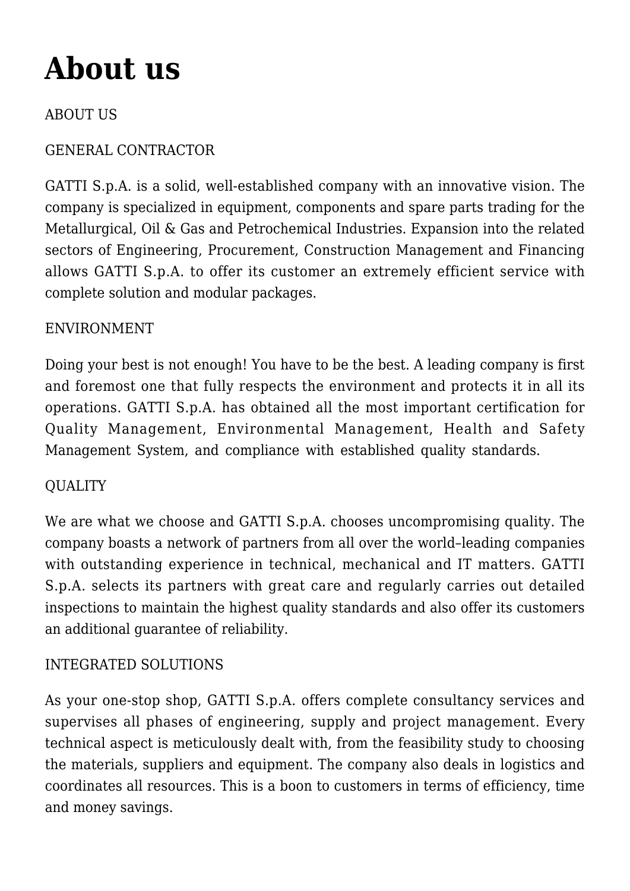# About us

ABOUT US

GENERAL CONTRACTOR

GATTI S.p.A. is a solid, well-established company with an innovative vision. The company is specialized in equipment, components and spare parts trading for the Metallurgical, Oil & Gas and Petrochemical Industries. Expansion into the related sectors of Engineering, Procurement, Construction Management and Financing allows GATTI S.p.A. to offer its customer an extremely efficient service with complete solution and modular packages.

ENVIRONMENT

Doing your best is not enough! You have to be the best. A leading company is first and foremost one that fully respects the environment and protects it in all its operations. GATTI S.p.A. has obtained all the most important certification for Quality Management, Environmental Management, Health and Safety Management System, and compliance with established quality standards.

QUALITY

We are what we choose and GATTI S.p.A. chooses uncompromising quality. The company boasts a network of partners from all over the world–leading companies with outstanding experience in technical, mechanical and IT matters. GATTI S.p.A. selects its partners with great care and regularly carries out detailed inspections to maintain the highest quality standards and also offer its customers an additional guarantee of reliability.

INTEGRATED SOLUTIONS

As your one-stop shop, GATTI S.p.A. offers complete consultancy services and supervises all phases of engineering, supply and project management. Every technical aspect is meticulously dealt with, from the feasibility study to choosing the materials, suppliers and equipment. The company also deals in logistics and coordinates all resources. This is a boon to customers in terms of efficiency, time and money savings.